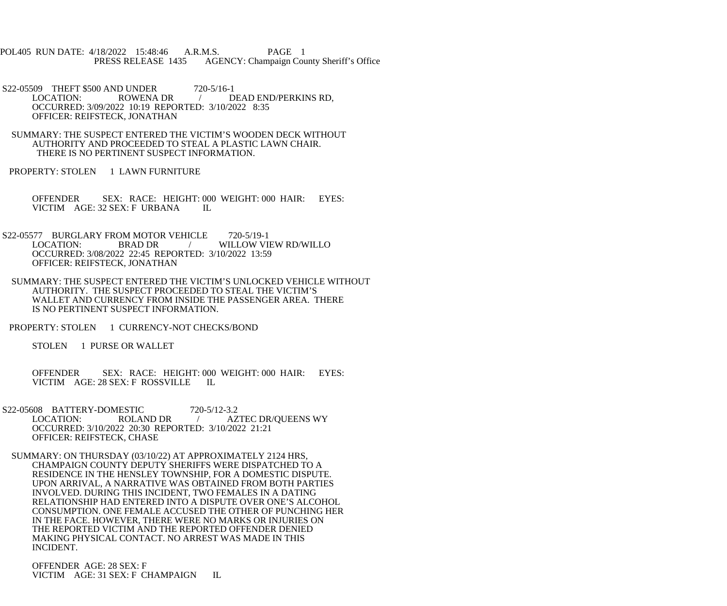POL405 RUN DATE: 4/18/2022 15:48:46 A.R.M.S. PAGE 1
PRESS RELEASE 1435 AGENCY: Champaign County Sheriff's Office

S22-05509 THEFT $500 AND UNDER 720-5/16-1
LOCATION: ROWENA DR / DEAD END/PERKINS RD,
OCCURRED: 3/09/2022 10:19 REPORTED: 3/10/2022 8:35
OFFICER: REIFSTECK, JONATHAN

SUMMARY: THE SUSPECT ENTERED THE VICTIM'S WOODEN DECK WITHOUT AUTHORITY AND PROCEEDED TO STEAL A PLASTIC LAWN CHAIR. THERE IS NO PERTINENT SUSPECT INFORMATION.

PROPERTY: STOLEN 1 LAWN FURNITURE

OFFENDER SEX: RACE: HEIGHT: 000 WEIGHT: 000 HAIR: EYES:
VICTIM AGE: 32 SEX: F URBANA IL

S22-05577 BURGLARY FROM MOTOR VEHICLE 720-5/19-1
LOCATION: BRAD DR / WILLOW VIEW RD/WILLO
OCCURRED: 3/08/2022 22:45 REPORTED: 3/10/2022 13:59
OFFICER: REIFSTECK, JONATHAN

SUMMARY: THE SUSPECT ENTERED THE VICTIM'S UNLOCKED VEHICLE WITHOUT AUTHORITY. THE SUSPECT PROCEEDED TO STEAL THE VICTIM'S WALLET AND CURRENCY FROM INSIDE THE PASSENGER AREA. THERE IS NO PERTINENT SUSPECT INFORMATION.

PROPERTY: STOLEN 1 CURRENCY-NOT CHECKS/BOND

STOLEN 1 PURSE OR WALLET

OFFENDER SEX: RACE: HEIGHT: 000 WEIGHT: 000 HAIR: EYES:
VICTIM AGE: 28 SEX: F ROSSVILLE IL

S22-05608 BATTERY-DOMESTIC 720-5/12-3.2
LOCATION: ROLAND DR / AZTEC DR/QUEENS WY
OCCURRED: 3/10/2022 20:30 REPORTED: 3/10/2022 21:21
OFFICER: REIFSTECK, CHASE

SUMMARY: ON THURSDAY (03/10/22) AT APPROXIMATELY 2124 HRS, CHAMPAIGN COUNTY DEPUTY SHERIFFS WERE DISPATCHED TO A RESIDENCE IN THE HENSLEY TOWNSHIP, FOR A DOMESTIC DISPUTE. UPON ARRIVAL, A NARRATIVE WAS OBTAINED FROM BOTH PARTIES INVOLVED. DURING THIS INCIDENT, TWO FEMALES IN A DATING RELATIONSHIP HAD ENTERED INTO A DISPUTE OVER ONE'S ALCOHOL CONSUMPTION. ONE FEMALE ACCUSED THE OTHER OF PUNCHING HER IN THE FACE. HOWEVER, THERE WERE NO MARKS OR INJURIES ON THE REPORTED VICTIM AND THE REPORTED OFFENDER DENIED MAKING PHYSICAL CONTACT. NO ARREST WAS MADE IN THIS INCIDENT.

OFFENDER AGE: 28 SEX: F
VICTIM AGE: 31 SEX: F CHAMPAIGN IL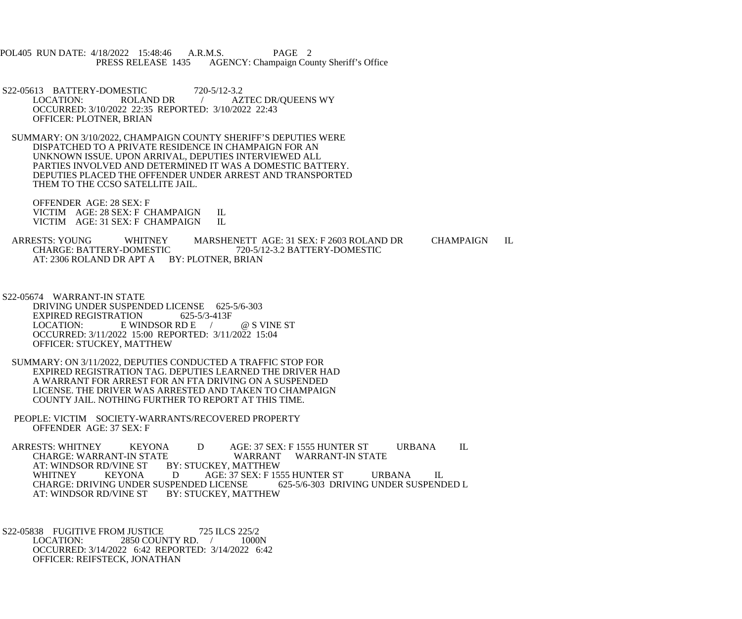S22-05613 BATTERY-DOMESTIC 720-5/12-3.2
LOCATION: ROLAND DR / AZTEC DR/QUEENS WY
OCCURRED: 3/10/2022 22:35 REPORTED: 3/10/2022 22:43
OFFICER: PLOTNER, BRIAN

SUMMARY: ON 3/10/2022, CHAMPAIGN COUNTY SHERIFF'S DEPUTIES WERE DISPATCHED TO A PRIVATE RESIDENCE IN CHAMPAIGN FOR AN UNKNOWN ISSUE. UPON ARRIVAL, DEPUTIES INTERVIEWED ALL PARTIES INVOLVED AND DETERMINED IT WAS A DOMESTIC BATTERY. DEPUTIES PLACED THE OFFENDER UNDER ARREST AND TRANSPORTED THEM TO THE CCSO SATELLITE JAIL.

OFFENDER AGE: 28 SEX: F
VICTIM AGE: 28 SEX: F CHAMPAIGN IL
VICTIM AGE: 31 SEX: F CHAMPAIGN IL

ARRESTS: YOUNG WHITNEY MARSHENETT AGE: 31 SEX: F 2603 ROLAND DR CHAMPAIGN IL
CHARGE: BATTERY-DOMESTIC 720-5/12-3.2 BATTERY-DOMESTIC
AT: 2306 ROLAND DR APT A BY: PLOTNER, BRIAN

S22-05674 WARRANT-IN STATE
DRIVING UNDER SUSPENDED LICENSE 625-5/6-303
EXPIRED REGISTRATION 625-5/3-413F
LOCATION: E WINDSOR RD E / @ S VINE ST
OCCURRED: 3/11/2022 15:00 REPORTED: 3/11/2022 15:04
OFFICER: STUCKEY, MATTHEW

SUMMARY: ON 3/11/2022, DEPUTIES CONDUCTED A TRAFFIC STOP FOR EXPIRED REGISTRATION TAG. DEPUTIES LEARNED THE DRIVER HAD A WARRANT FOR ARREST FOR AN FTA DRIVING ON A SUSPENDED LICENSE. THE DRIVER WAS ARRESTED AND TAKEN TO CHAMPAIGN COUNTY JAIL. NOTHING FURTHER TO REPORT AT THIS TIME.

PEOPLE: VICTIM SOCIETY-WARRANTS/RECOVERED PROPERTY
OFFENDER AGE: 37 SEX: F

ARRESTS: WHITNEY KEYONA D AGE: 37 SEX: F 1555 HUNTER ST URBANA IL
CHARGE: WARRANT-IN STATE WARRANT WARRANT-IN STATE
AT: WINDSOR RD/VINE ST BY: STUCKEY, MATTHEW
WHITNEY KEYONA D AGE: 37 SEX: F 1555 HUNTER ST URBANA IL
CHARGE: DRIVING UNDER SUSPENDED LICENSE 625-5/6-303 DRIVING UNDER SUSPENDED L
AT: WINDSOR RD/VINE ST BY: STUCKEY, MATTHEW

S22-05838 FUGITIVE FROM JUSTICE 725 ILCS 225/2
LOCATION: 2850 COUNTY RD. / 1000N
OCCURRED: 3/14/2022 6:42 REPORTED: 3/14/2022 6:42
OFFICER: REIFSTECK, JONATHAN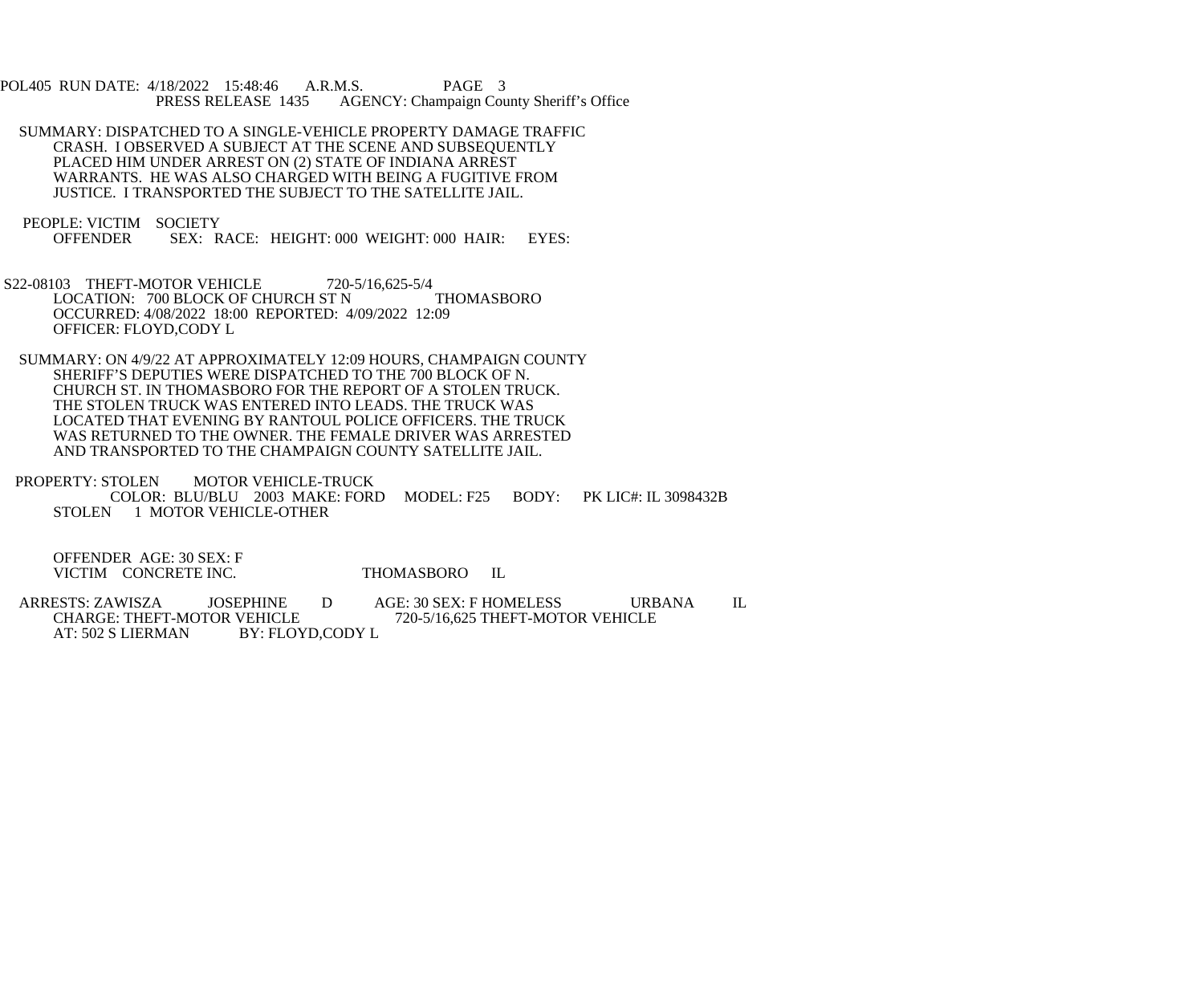SUMMARY: DISPATCHED TO A SINGLE-VEHICLE PROPERTY DAMAGE TRAFFIC CRASH. I OBSERVED A SUBJECT AT THE SCENE AND SUBSEQUENTLY PLACED HIM UNDER ARREST ON (2) STATE OF INDIANA ARREST WARRANTS. HE WAS ALSO CHARGED WITH BEING A FUGITIVE FROM JUSTICE. I TRANSPORTED THE SUBJECT TO THE SATELLITE JAIL.

PEOPLE: VICTIM SOCIETY
OFFENDER SEX: RACE: HEIGHT: 000 WEIGHT: 000 HAIR: EYES:

S22-08103 THEFT-MOTOR VEHICLE 720-5/16,625-5/4
LOCATION: 700 BLOCK OF CHURCH ST N THOMASBORO
OCCURRED: 4/08/2022 18:00 REPORTED: 4/09/2022 12:09
OFFICER: FLOYD,CODY L

SUMMARY: ON 4/9/22 AT APPROXIMATELY 12:09 HOURS, CHAMPAIGN COUNTY SHERIFF'S DEPUTIES WERE DISPATCHED TO THE 700 BLOCK OF N. CHURCH ST. IN THOMASBORO FOR THE REPORT OF A STOLEN TRUCK. THE STOLEN TRUCK WAS ENTERED INTO LEADS. THE TRUCK WAS LOCATED THAT EVENING BY RANTOUL POLICE OFFICERS. THE TRUCK WAS RETURNED TO THE OWNER. THE FEMALE DRIVER WAS ARRESTED AND TRANSPORTED TO THE CHAMPAIGN COUNTY SATELLITE JAIL.

PROPERTY: STOLEN MOTOR VEHICLE-TRUCK
COLOR: BLU/BLU 2003 MAKE: FORD MODEL: F25 BODY: PK LIC#: IL 3098432B
STOLEN 1 MOTOR VEHICLE-OTHER

OFFENDER AGE: 30 SEX: F
VICTIM CONCRETE INC. THOMASBORO IL

ARRESTS: ZAWISZA JOSEPHINE D AGE: 30 SEX: F HOMELESS URBANA IL
CHARGE: THEFT-MOTOR VEHICLE 720-5/16,625 THEFT-MOTOR VEHICLE
AT: 502 S LIERMAN BY: FLOYD,CODY L